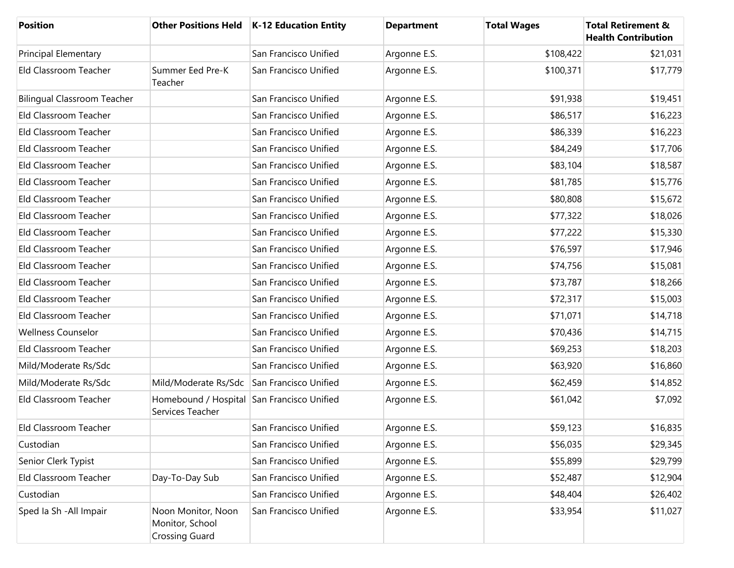| Position | Other Positions Held | K-12 Education Entity | Department | Total Wages | Total Retirement & Health Contribution |
| --- | --- | --- | --- | --- | --- |
| Principal Elementary | | San Francisco Unified | Argonne E.S. | $108,422 | $21,031 |
| Eld Classroom Teacher | Summer Eed Pre-K Teacher | San Francisco Unified | Argonne E.S. | $100,371 | $17,779 |
| Bilingual Classroom Teacher | | San Francisco Unified | Argonne E.S. | $91,938 | $19,451 |
| Eld Classroom Teacher | | San Francisco Unified | Argonne E.S. | $86,517 | $16,223 |
| Eld Classroom Teacher | | San Francisco Unified | Argonne E.S. | $86,339 | $16,223 |
| Eld Classroom Teacher | | San Francisco Unified | Argonne E.S. | $84,249 | $17,706 |
| Eld Classroom Teacher | | San Francisco Unified | Argonne E.S. | $83,104 | $18,587 |
| Eld Classroom Teacher | | San Francisco Unified | Argonne E.S. | $81,785 | $15,776 |
| Eld Classroom Teacher | | San Francisco Unified | Argonne E.S. | $80,808 | $15,672 |
| Eld Classroom Teacher | | San Francisco Unified | Argonne E.S. | $77,322 | $18,026 |
| Eld Classroom Teacher | | San Francisco Unified | Argonne E.S. | $77,222 | $15,330 |
| Eld Classroom Teacher | | San Francisco Unified | Argonne E.S. | $76,597 | $17,946 |
| Eld Classroom Teacher | | San Francisco Unified | Argonne E.S. | $74,756 | $15,081 |
| Eld Classroom Teacher | | San Francisco Unified | Argonne E.S. | $73,787 | $18,266 |
| Eld Classroom Teacher | | San Francisco Unified | Argonne E.S. | $72,317 | $15,003 |
| Eld Classroom Teacher | | San Francisco Unified | Argonne E.S. | $71,071 | $14,718 |
| Wellness Counselor | | San Francisco Unified | Argonne E.S. | $70,436 | $14,715 |
| Eld Classroom Teacher | | San Francisco Unified | Argonne E.S. | $69,253 | $18,203 |
| Mild/Moderate Rs/Sdc | | San Francisco Unified | Argonne E.S. | $63,920 | $16,860 |
| Mild/Moderate Rs/Sdc | Mild/Moderate Rs/Sdc | San Francisco Unified | Argonne E.S. | $62,459 | $14,852 |
| Eld Classroom Teacher | Homebound / Hospital Services Teacher | San Francisco Unified | Argonne E.S. | $61,042 | $7,092 |
| Eld Classroom Teacher | | San Francisco Unified | Argonne E.S. | $59,123 | $16,835 |
| Custodian | | San Francisco Unified | Argonne E.S. | $56,035 | $29,345 |
| Senior Clerk Typist | | San Francisco Unified | Argonne E.S. | $55,899 | $29,799 |
| Eld Classroom Teacher | Day-To-Day Sub | San Francisco Unified | Argonne E.S. | $52,487 | $12,904 |
| Custodian | | San Francisco Unified | Argonne E.S. | $48,404 | $26,402 |
| Sped Ia Sh -All Impair | Noon Monitor, Noon Monitor, School Crossing Guard | San Francisco Unified | Argonne E.S. | $33,954 | $11,027 |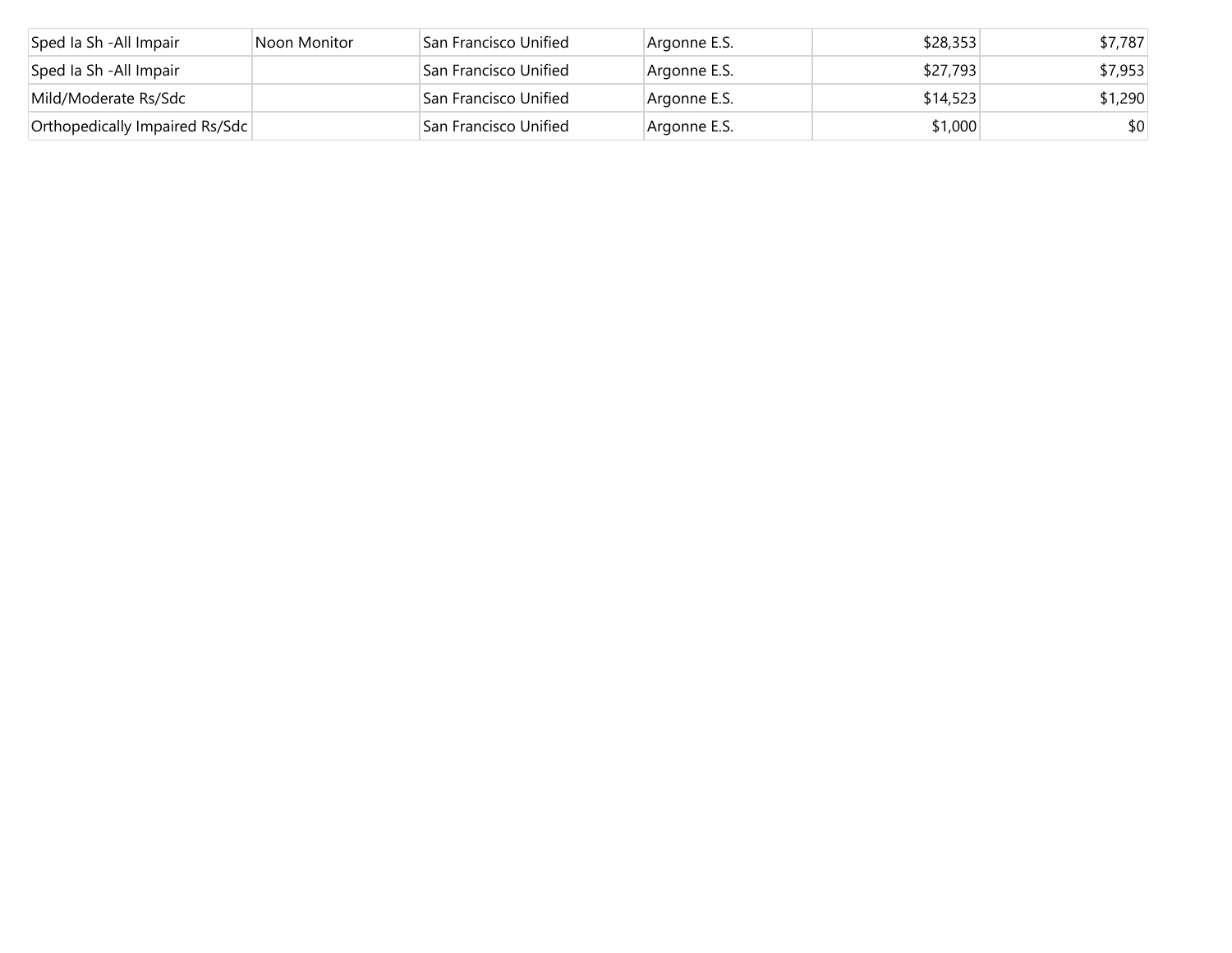| | | | | | |
|---|---|---|---|---|---|
| Sped Ia Sh -All Impair | Noon Monitor | San Francisco Unified | Argonne E.S. | $28,353 | $7,787 |
| Sped Ia Sh -All Impair | | San Francisco Unified | Argonne E.S. | $27,793 | $7,953 |
| Mild/Moderate Rs/Sdc | | San Francisco Unified | Argonne E.S. | $14,523 | $1,290 |
| Orthopedically Impaired Rs/Sdc | | San Francisco Unified | Argonne E.S. | $1,000 | $0 |